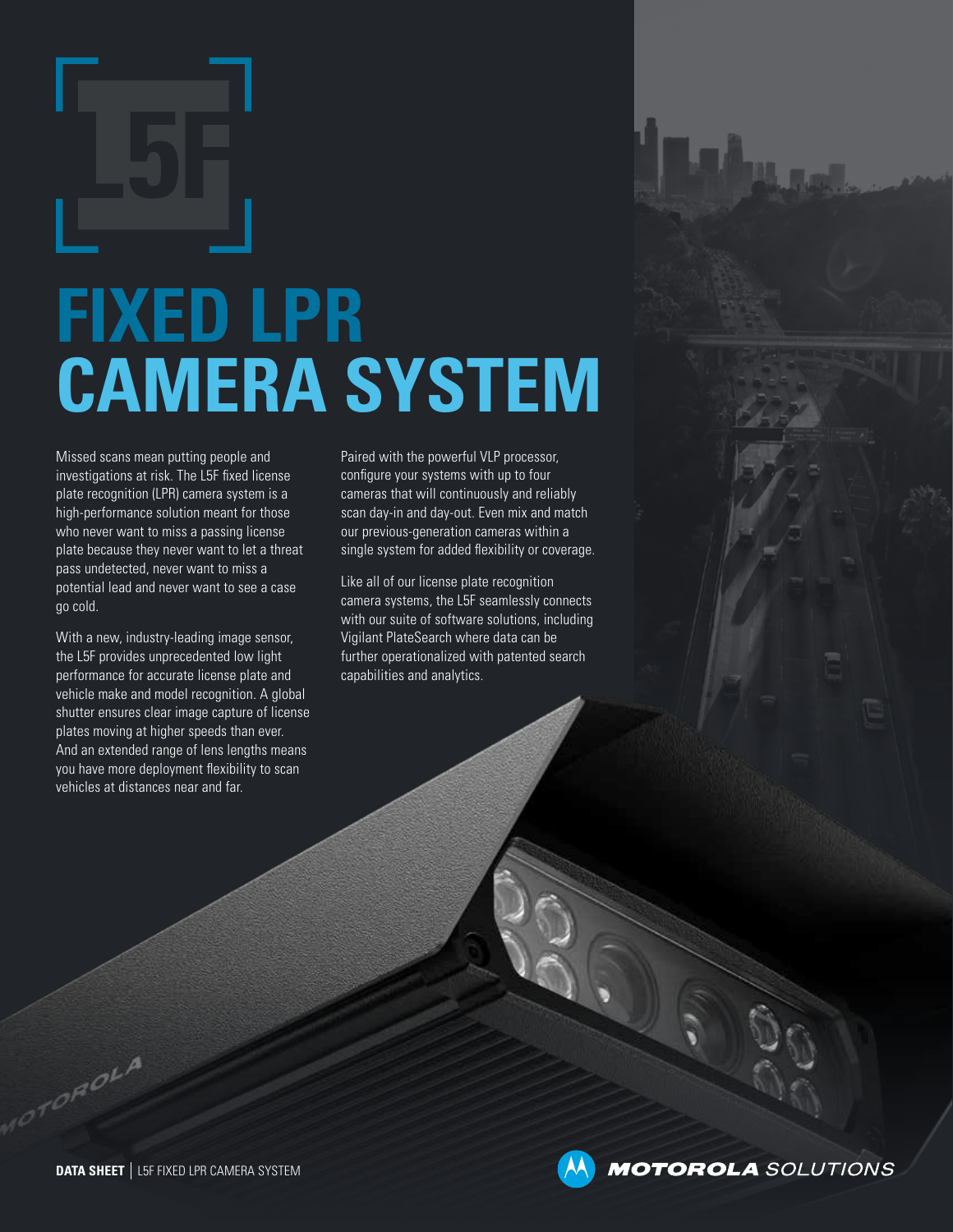# FIXED LPR CAMERA SYSTEM

Missed scans mean putting people and investigations at risk. The L5F fixed license plate recognition (LPR) camera system is a high-performance solution meant for those who never want to miss a passing license plate because they never want to let a threat pass undetected, never want to miss a potential lead and never want to see a case go cold.

With a new, industry-leading image sensor, the L5F provides unprecedented low light performance for accurate license plate and vehicle make and model recognition. A global shutter ensures clear image capture of license plates moving at higher speeds than ever. And an extended range of lens lengths means you have more deployment flexibility to scan vehicles at distances near and far.

Paired with the powerful VLP processor, configure your systems with up to four cameras that will continuously and reliably scan day-in and day-out. Even mix and match our previous-generation cameras within a single system for added flexibility or coverage.

Like all of our license plate recognition camera systems, the L5F seamlessly connects with our suite of software solutions, including Vigilant PlateSearch where data can be further operationalized with patented search capabilities and analytics.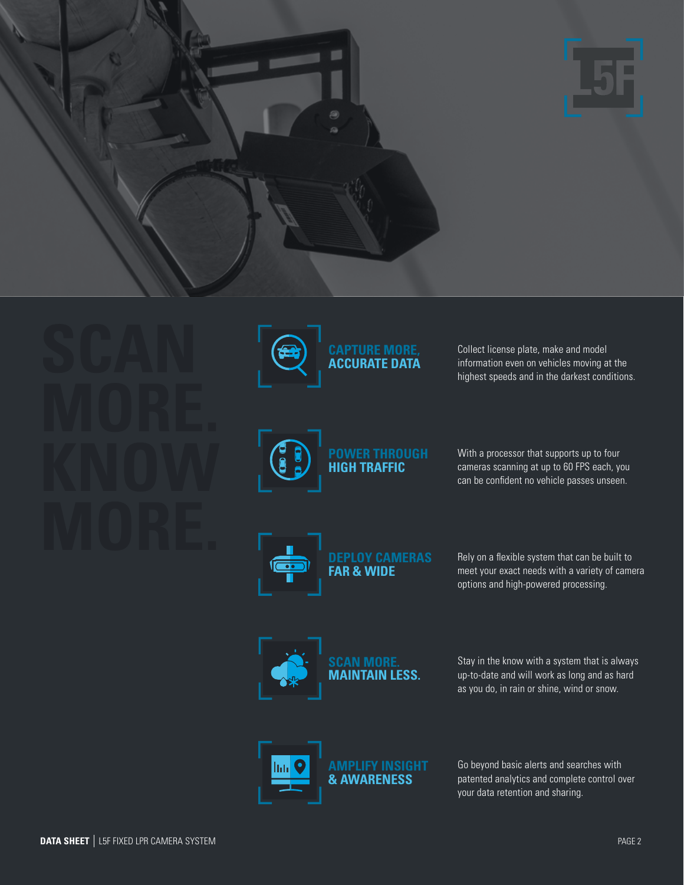# SCAN MORE. KNOW MORE.

## CAPTURE MORE, ACCURATE DATA

Collect license plate, make and model information even on vehicles moving at the highest speeds and in the darkest conditions.

## POWER THROUGH HIGH TRAFFIC

With a processor that supports up to four cameras scanning at up to 60 FPS each, you can be confident no vehicle passes unseen.

## DEPLOY CAMERAS FAR & WIDE

Rely on a flexible system that can be built to meet your exact needs with a variety of camera options and high-powered processing.

## SCAN MORE. MAINTAIN LESS.

Stay in the know with a system that is always up-to-date and will work as long and as hard as you do, in rain or shine, wind or snow.

## AMPLIFY INSIGHT & AWARENESS

Go beyond basic alerts and searches with patented analytics and complete control over your data retention and sharing.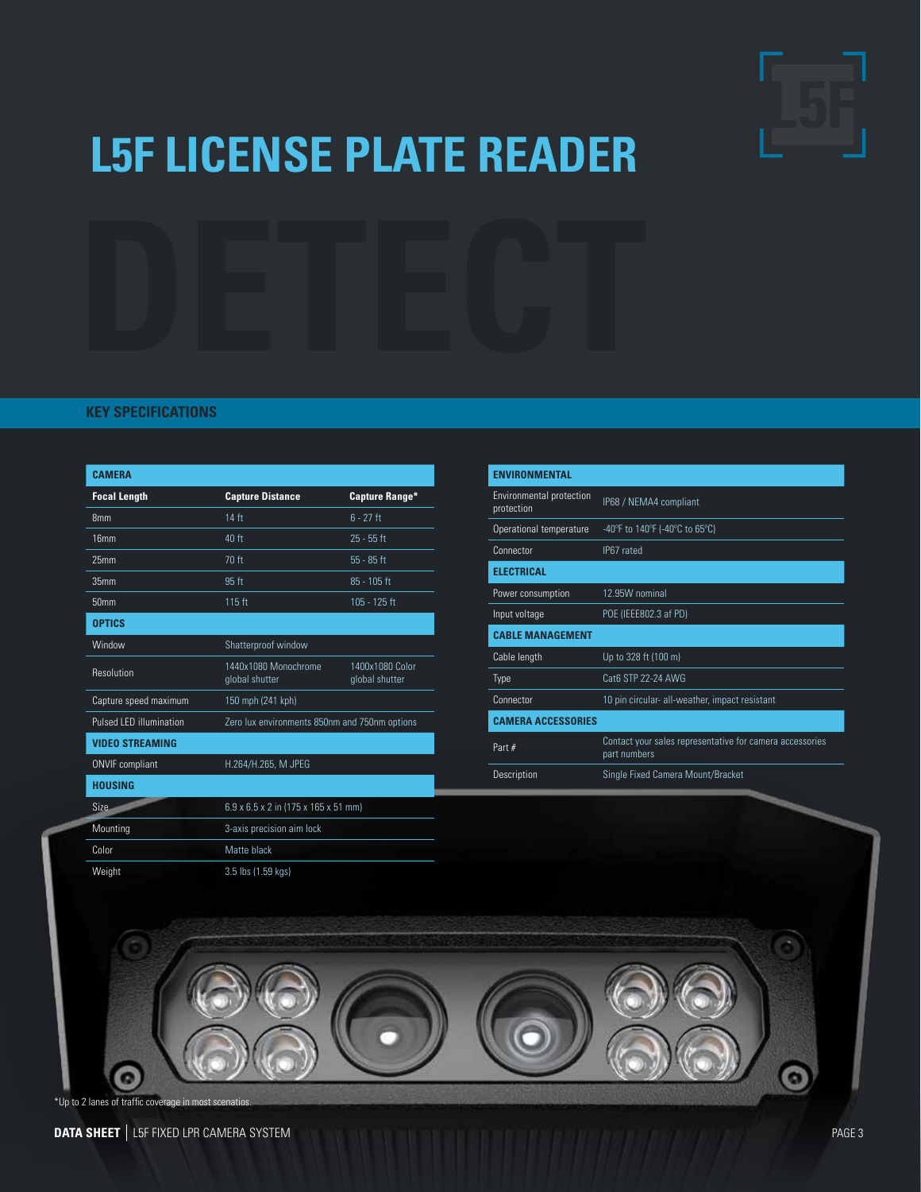# L5F LICENSE PLATE READER

DETECT

## KEY SPECIFICATIONS

| CAMERA | | |
|---|---|---|
| **Focal Length** | **Capture Distance** | **Capture Range*** |
| 8mm | 14 ft | 6 - 27 ft |
| 16mm | 40 ft | 25 - 55 ft |
| 25mm | 70 ft | 55 - 85 ft |
| 35mm | 95 ft | 85 - 105 ft |
| 50mm | 115 ft | 105 - 125 ft |
| **OPTICS** | | |
| Window | Shatterproof window | |
| Resolution | 1440x1080 Monochrome global shutter | 1400x1080 Color global shutter |
| Capture speed maximum | 150 mph (241 kph) | |
| Pulsed LED illumination | Zero lux environments 850nm and 750nm options | |
| **VIDEO STREAMING** | | |
| ONVIF compliant | H.264/H.265, M JPEG | |
| **HOUSING** | | |
| Size | 6.9 x 6.5 x 2 in (175 x 165 x 51 mm) | |
| Mounting | 3-axis precision aim lock | |
| Color | Matte black | |
| Weight | 3.5 lbs (1.59 kgs) | |

| ENVIRONMENTAL | |
|---|---|
| Environmental protection protection | IP68 / NEMA4 compliant |
| Operational temperature | -40°F to 140°F (-40°C to 65°C) |
| Connector | IP67 rated |
| **ELECTRICAL** | |
| Power consumption | 12.95W nominal |
| Input voltage | POE (IEEE802.3 af PD) |
| **CABLE MANAGEMENT** | |
| Cable length | Up to 328 ft (100 m) |
| Type | Cat6 STP 22-24 AWG |
| Connector | 10 pin circular- all-weather, impact resistant |
| **CAMERA ACCESSORIES** | |
| Part # | Contact your sales representative for camera accessories part numbers |
| Description | Single Fixed Camera Mount/Bracket |

*Up to 2 lanes of traffic coverage in most scenatios.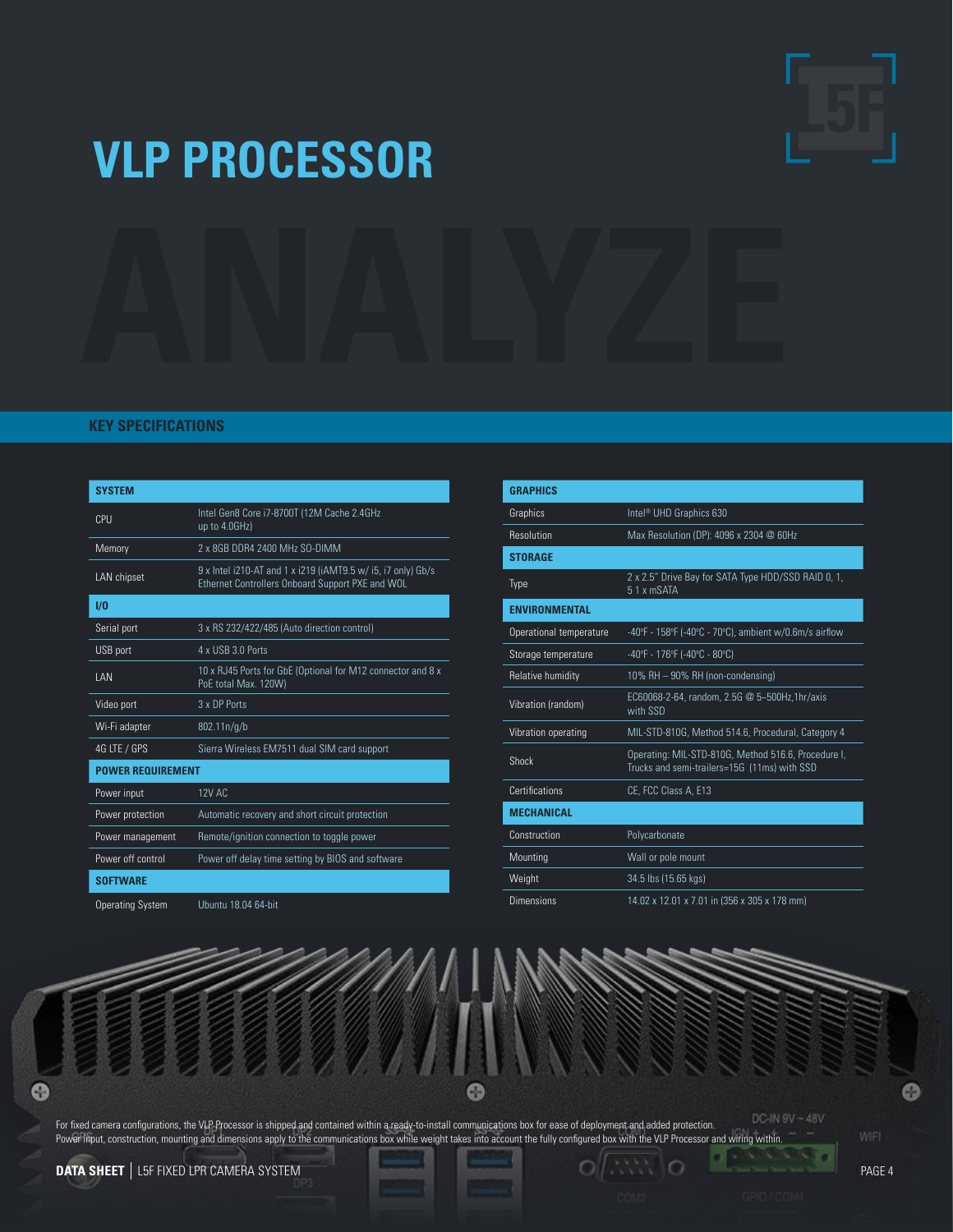# VLP PROCESSOR

ANALYZE

## KEY SPECIFICATIONS

| SYSTEM | |
|---|---|
| CPU | Intel Gen8 Core i7-8700T (12M Cache 2.4GHz up to 4.0GHz) |
| Memory | 2 x 8GB DDR4 2400 MHz SO-DIMM |
| LAN chipset | 9 x Intel i210-AT and 1 x i219 (iAMT9.5 w/ i5, i7 only) Gb/s Ethernet Controllers Onboard Support PXE and WOL |
| **I/O** | |
| Serial port | 3 x RS 232/422/485 (Auto direction control) |
| USB port | 4 x USB 3.0 Ports |
| LAN | 10 x RJ45 Ports for GbE (Optional for M12 connector and 8 x PoE total Max. 120W) |
| Video port | 3 x DP Ports |
| Wi-Fi adapter | 802.11n/g/b |
| 4G LTE / GPS | Sierra Wireless EM7511 dual SIM card support |
| **POWER REQUIREMENT** | |
| Power input | 12V AC |
| Power protection | Automatic recovery and short circuit protection |
| Power management | Remote/ignition connection to toggle power |
| Power off control | Power off delay time setting by BIOS and software |
| **SOFTWARE** | |
| Operating System | Ubuntu 18.04 64-bit |

| GRAPHICS | |
|---|---|
| Graphics | Intel® UHD Graphics 630 |
| Resolution | Max Resolution (DP): 4096 x 2304 @ 60Hz |
| **STORAGE** | |
| Type | 2 x 2.5" Drive Bay for SATA Type HDD/SSD RAID 0, 1, 5 1 x mSATA |
| **ENVIRONMENTAL** | |
| Operational temperature | -40ºF - 158ºF (-40ºC - 70ºC), ambient w/0.6m/s airflow |
| Storage temperature | -40ºF - 176ºF (-40ºC - 80ºC) |
| Relative humidity | 10% RH – 90% RH (non-condensing) |
| Vibration (random) | EC60068-2-64, random, 2.5G @ 5–500Hz,1hr/axis with SSD |
| Vibration operating | MIL-STD-810G, Method 514.6, Procedural, Category 4 |
| Shock | Operating: MIL-STD-810G, Method 516.6, Procedure I, Trucks and semi-trailers=15G (11ms) with SSD |
| Certifications | CE, FCC Class A, E13 |
| **MECHANICAL** | |
| Construction | Polycarbonate |
| Mounting | Wall or pole mount |
| Weight | 34.5 lbs (15.65 kgs) |
| Dimensions | 14.02 x 12.01 x 7.01 in (356 x 305 x 178 mm) |

For fixed camera configurations, the VLP Processor is shipped and contained within a ready-to-install communications box for ease of deployment and added protection. Power input, construction, mounting and dimensions apply to the communications box while weight takes into account the fully configured box with the VLP Processor and wiring within.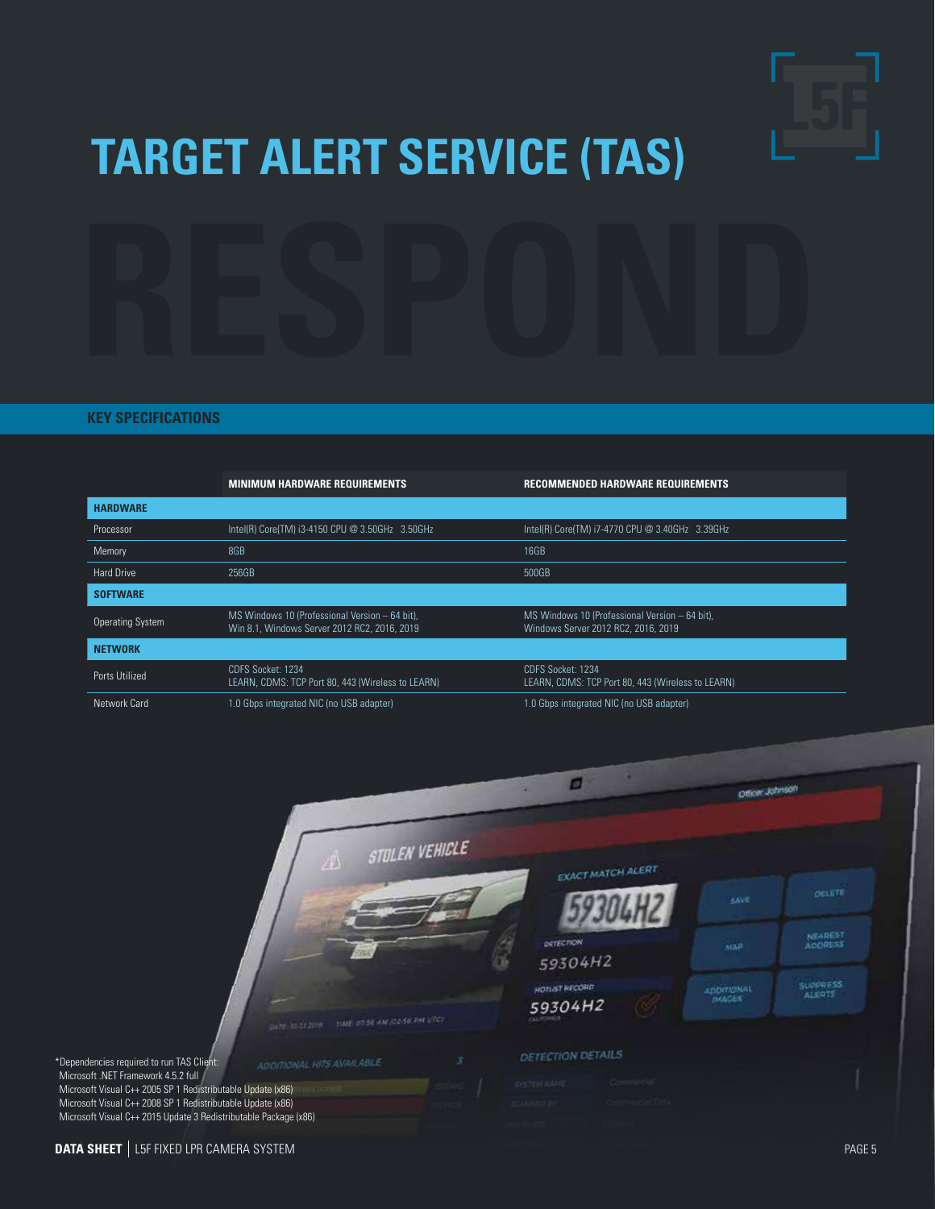# TARGET ALERT SERVICE (TAS)

RESPOND

## KEY SPECIFICATIONS

| | MINIMUM HARDWARE REQUIREMENTS | RECOMMENDED HARDWARE REQUIREMENTS |
|---|---|---|
| **HARDWARE** | | |
| Processor | Intel(R) Core(TM) i3-4150 CPU @ 3.50GHz 3.50GHz | Intel(R) Core(TM) i7-4770 CPU @ 3.40GHz 3.39GHz |
| Memory | 8GB | 16GB |
| Hard Drive | 256GB | 500GB |
| **SOFTWARE** | | |
| Operating System | MS Windows 10 (Professional Version – 64 bit), Win 8.1, Windows Server 2012 RC2, 2016, 2019 | MS Windows 10 (Professional Version – 64 bit), Windows Server 2012 RC2, 2016, 2019 |
| **NETWORK** | | |
| Ports Utilized | CDFS Socket: 1234<br>LEARN, CDMS: TCP Port 80, 443 (Wireless to LEARN) | CDFS Socket: 1234<br>LEARN, CDMS: TCP Port 80, 443 (Wireless to LEARN) |
| Network Card | 1.0 Gbps integrated NIC (no USB adapter) | 1.0 Gbps integrated NIC (no USB adapter) |

*Dependencies required to run TAS Client:
Microsoft .NET Framework 4.5.2 full
Microsoft Visual C++ 2005 SP 1 Redistributable Update (x86)
Microsoft Visual C++ 2008 SP 1 Redistributable Update (x86)
Microsoft Visual C++ 2015 Update 3 Redistributable Package (x86)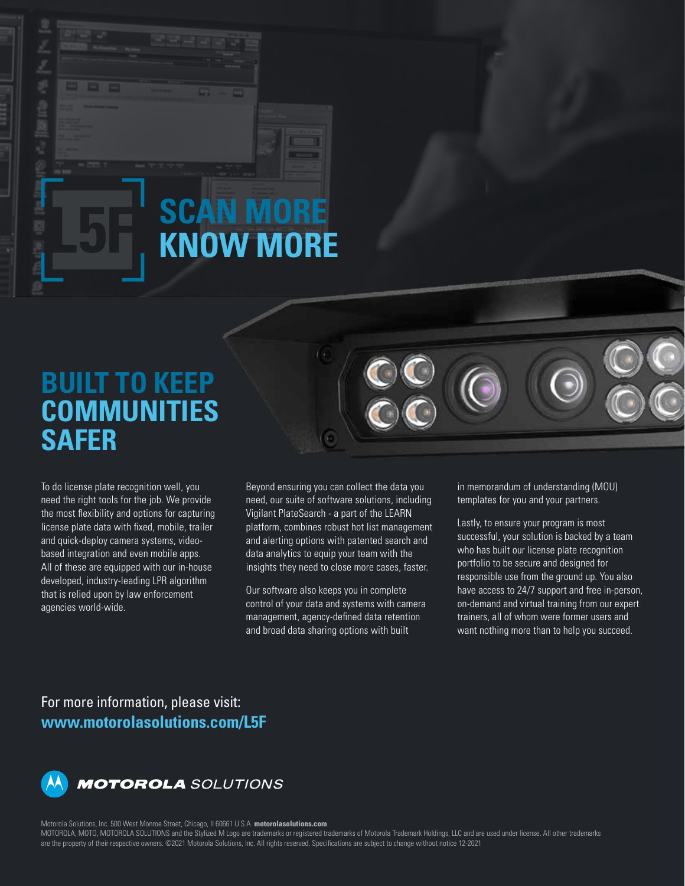# SCAN MORE KNOW MORE

## BUILT TO KEEP COMMUNITIES SAFER

To do license plate recognition well, you need the right tools for the job. We provide the most flexibility and options for capturing license plate data with fixed, mobile, trailer and quick-deploy camera systems, video-based integration and even mobile apps. All of these are equipped with our in-house developed, industry-leading LPR algorithm that is relied upon by law enforcement agencies world-wide.

Beyond ensuring you can collect the data you need, our suite of software solutions, including Vigilant PlateSearch - a part of the LEARN platform, combines robust hot list management and alerting options with patented search and data analytics to equip your team with the insights they need to close more cases, faster.

Our software also keeps you in complete control of your data and systems with camera management, agency-defined data retention and broad data sharing options with built in memorandum of understanding (MOU) templates for you and your partners.

Lastly, to ensure your program is most successful, your solution is backed by a team who has built our license plate recognition portfolio to be secure and designed for responsible use from the ground up. You also have access to 24/7 support and free in-person, on-demand and virtual training from our expert trainers, all of whom were former users and want nothing more than to help you succeed.

For more information, please visit:
**www.motorolasolutions.com/L5F**

MOTOROLA SOLUTIONS

Motorola Solutions, Inc. 500 West Monroe Street, Chicago, Il 60661 U.S.A. **motorolasolutions.com**
MOTOROLA, MOTO, MOTOROLA SOLUTIONS and the Stylized M Logo are trademarks or registered trademarks of Motorola Trademark Holdings, LLC and are used under license. All other trademarks are the property of their respective owners. ©2021 Motorola Solutions, Inc. All rights reserved. Specifications are subject to change without notice 12-2021